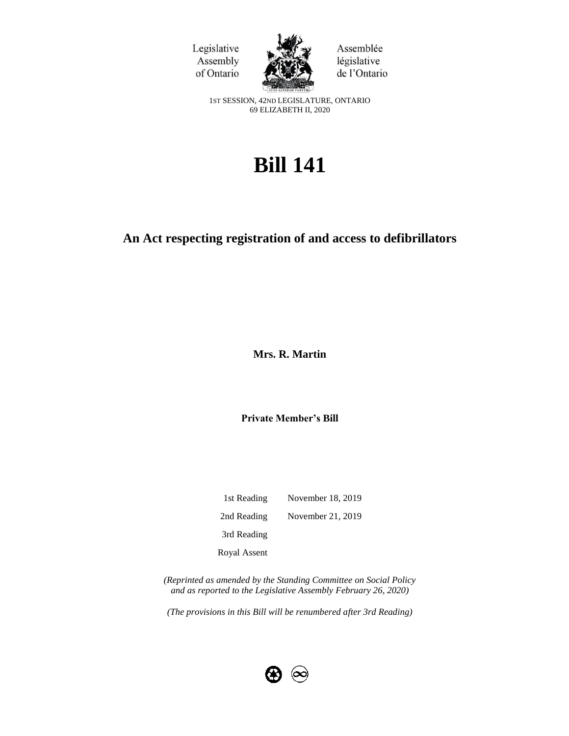Legislative Assembly of Ontario

Assemblée législative de l'Ontario

1ST SESSION, 42ND LEGISLATURE, ONTARIO
69 ELIZABETH II, 2020

# Bill 141

## An Act respecting registration of and access to defibrillators

**Mrs. R. Martin**

**Private Member's Bill**

| | |
|---|---|
| 1st Reading | November 18, 2019 |
| 2nd Reading | November 21, 2019 |
| 3rd Reading | |
| Royal Assent | |

*(Reprinted as amended by the Standing Committee on Social Policy and as reported to the Legislative Assembly February 26, 2020)*

*(The provisions in this Bill will be renumbered after 3rd Reading)*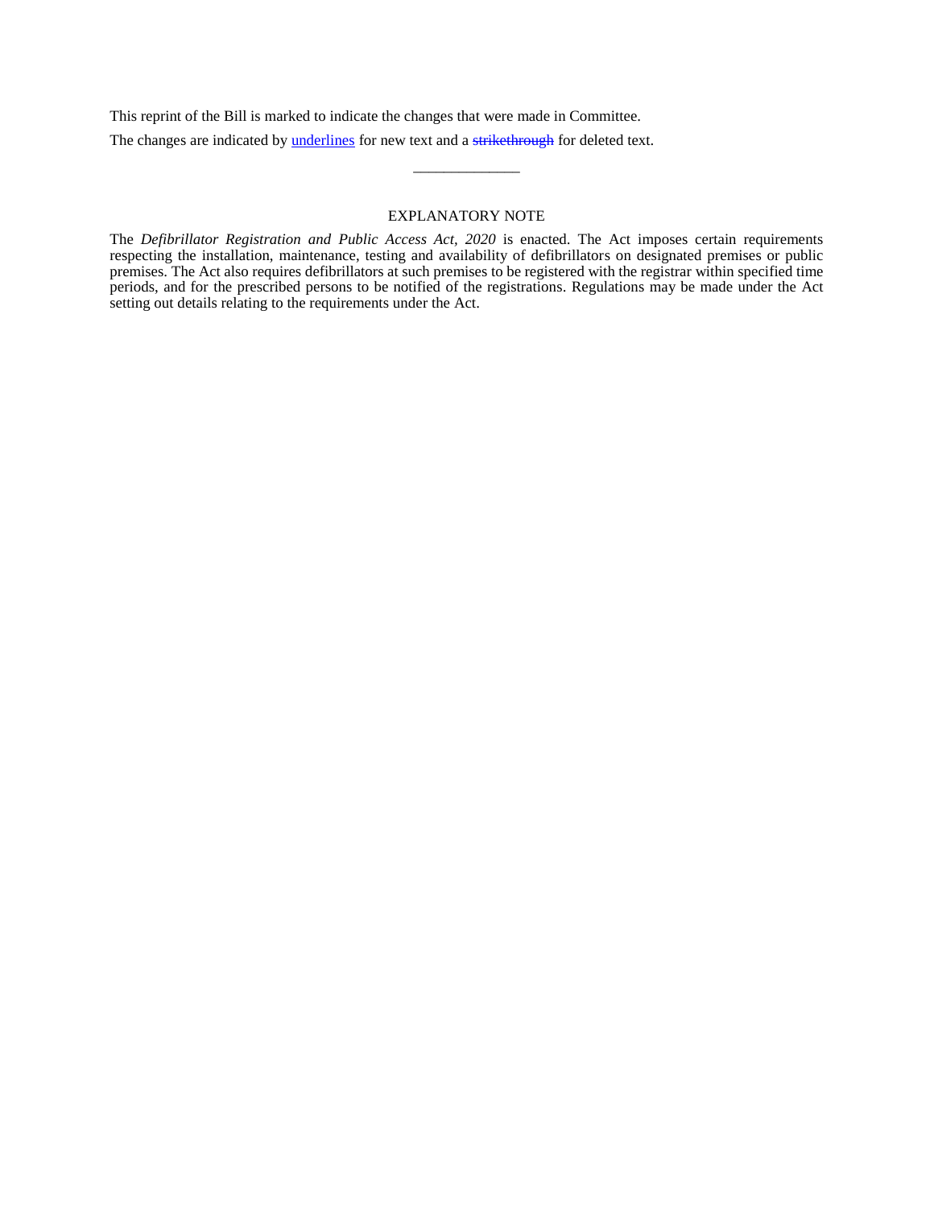This reprint of the Bill is marked to indicate the changes that were made in Committee.

The changes are indicated by <u>underlines</u> for new text and a ~~strikethrough~~ for deleted text.

---

## EXPLANATORY NOTE

The *Defibrillator Registration and Public Access Act, 2020* is enacted. The Act imposes certain requirements respecting the installation, maintenance, testing and availability of defibrillators on designated premises or public premises. The Act also requires defibrillators at such premises to be registered with the registrar within specified time periods, and for the prescribed persons to be notified of the registrations. Regulations may be made under the Act setting out details relating to the requirements under the Act.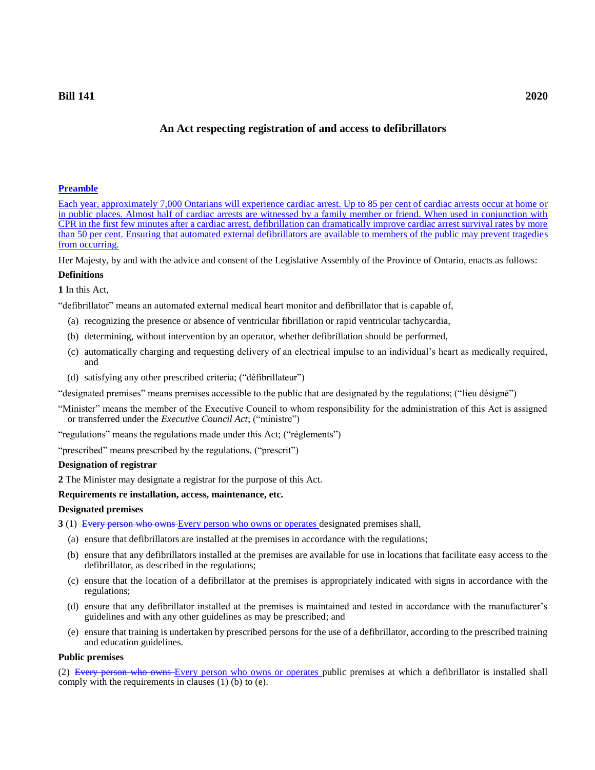**Bill 141** **2020**

## An Act respecting registration of and access to defibrillators

**Preamble**

Each year, approximately 7,000 Ontarians will experience cardiac arrest. Up to 85 per cent of cardiac arrests occur at home or in public places. Almost half of cardiac arrests are witnessed by a family member or friend. When used in conjunction with CPR in the first few minutes after a cardiac arrest, defibrillation can dramatically improve cardiac arrest survival rates by more than 50 per cent. Ensuring that automated external defibrillators are available to members of the public may prevent tragedies from occurring.

Her Majesty, by and with the advice and consent of the Legislative Assembly of the Province of Ontario, enacts as follows:

**Definitions**

**1** In this Act,

"defibrillator" means an automated external medical heart monitor and defibrillator that is capable of,

- (a) recognizing the presence or absence of ventricular fibrillation or rapid ventricular tachycardia,
- (b) determining, without intervention by an operator, whether defibrillation should be performed,
- (c) automatically charging and requesting delivery of an electrical impulse to an individual's heart as medically required, and
- (d) satisfying any other prescribed criteria; ("défibrillateur")

"designated premises" means premises accessible to the public that are designated by the regulations; ("lieu désigné")

"Minister" means the member of the Executive Council to whom responsibility for the administration of this Act is assigned or transferred under the *Executive Council Act*; ("ministre")

"regulations" means the regulations made under this Act; ("règlements")

"prescribed" means prescribed by the regulations. ("prescrit")

**Designation of registrar**

**2** The Minister may designate a registrar for the purpose of this Act.

**Requirements re installation, access, maintenance, etc.**

**Designated premises**

**3** (1) ~~Every person who owns~~ Every person who owns or operates designated premises shall,

- (a) ensure that defibrillators are installed at the premises in accordance with the regulations;
- (b) ensure that any defibrillators installed at the premises are available for use in locations that facilitate easy access to the defibrillator, as described in the regulations;
- (c) ensure that the location of a defibrillator at the premises is appropriately indicated with signs in accordance with the regulations;
- (d) ensure that any defibrillator installed at the premises is maintained and tested in accordance with the manufacturer's guidelines and with any other guidelines as may be prescribed; and
- (e) ensure that training is undertaken by prescribed persons for the use of a defibrillator, according to the prescribed training and education guidelines.

**Public premises**

(2) ~~Every person who owns~~ Every person who owns or operates public premises at which a defibrillator is installed shall comply with the requirements in clauses (1) (b) to (e).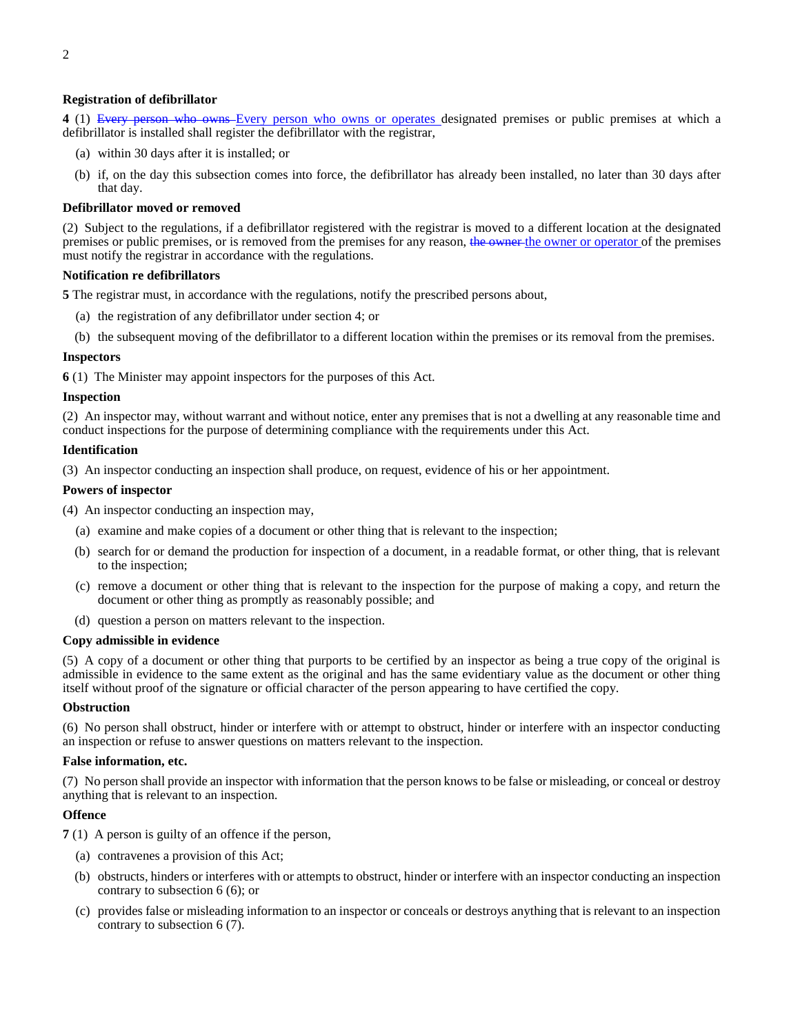**Registration of defibrillator**

**4** (1) ~~Every person who owns~~ Every person who owns or operates designated premises or public premises at which a defibrillator is installed shall register the defibrillator with the registrar,

(a) within 30 days after it is installed; or

(b) if, on the day this subsection comes into force, the defibrillator has already been installed, no later than 30 days after that day.

**Defibrillator moved or removed**

(2) Subject to the regulations, if a defibrillator registered with the registrar is moved to a different location at the designated premises or public premises, or is removed from the premises for any reason, ~~the owner~~ the owner or operator of the premises must notify the registrar in accordance with the regulations.

**Notification re defibrillators**

**5** The registrar must, in accordance with the regulations, notify the prescribed persons about,

(a) the registration of any defibrillator under section 4; or

(b) the subsequent moving of the defibrillator to a different location within the premises or its removal from the premises.

**Inspectors**

**6** (1) The Minister may appoint inspectors for the purposes of this Act.

**Inspection**

(2) An inspector may, without warrant and without notice, enter any premises that is not a dwelling at any reasonable time and conduct inspections for the purpose of determining compliance with the requirements under this Act.

**Identification**

(3) An inspector conducting an inspection shall produce, on request, evidence of his or her appointment.

**Powers of inspector**

(4) An inspector conducting an inspection may,

(a) examine and make copies of a document or other thing that is relevant to the inspection;

(b) search for or demand the production for inspection of a document, in a readable format, or other thing, that is relevant to the inspection;

(c) remove a document or other thing that is relevant to the inspection for the purpose of making a copy, and return the document or other thing as promptly as reasonably possible; and

(d) question a person on matters relevant to the inspection.

**Copy admissible in evidence**

(5) A copy of a document or other thing that purports to be certified by an inspector as being a true copy of the original is admissible in evidence to the same extent as the original and has the same evidentiary value as the document or other thing itself without proof of the signature or official character of the person appearing to have certified the copy.

**Obstruction**

(6) No person shall obstruct, hinder or interfere with or attempt to obstruct, hinder or interfere with an inspector conducting an inspection or refuse to answer questions on matters relevant to the inspection.

**False information, etc.**

(7) No person shall provide an inspector with information that the person knows to be false or misleading, or conceal or destroy anything that is relevant to an inspection.

**Offence**

**7** (1) A person is guilty of an offence if the person,

(a) contravenes a provision of this Act;

(b) obstructs, hinders or interferes with or attempts to obstruct, hinder or interfere with an inspector conducting an inspection contrary to subsection 6 (6); or

(c) provides false or misleading information to an inspector or conceals or destroys anything that is relevant to an inspection contrary to subsection 6 (7).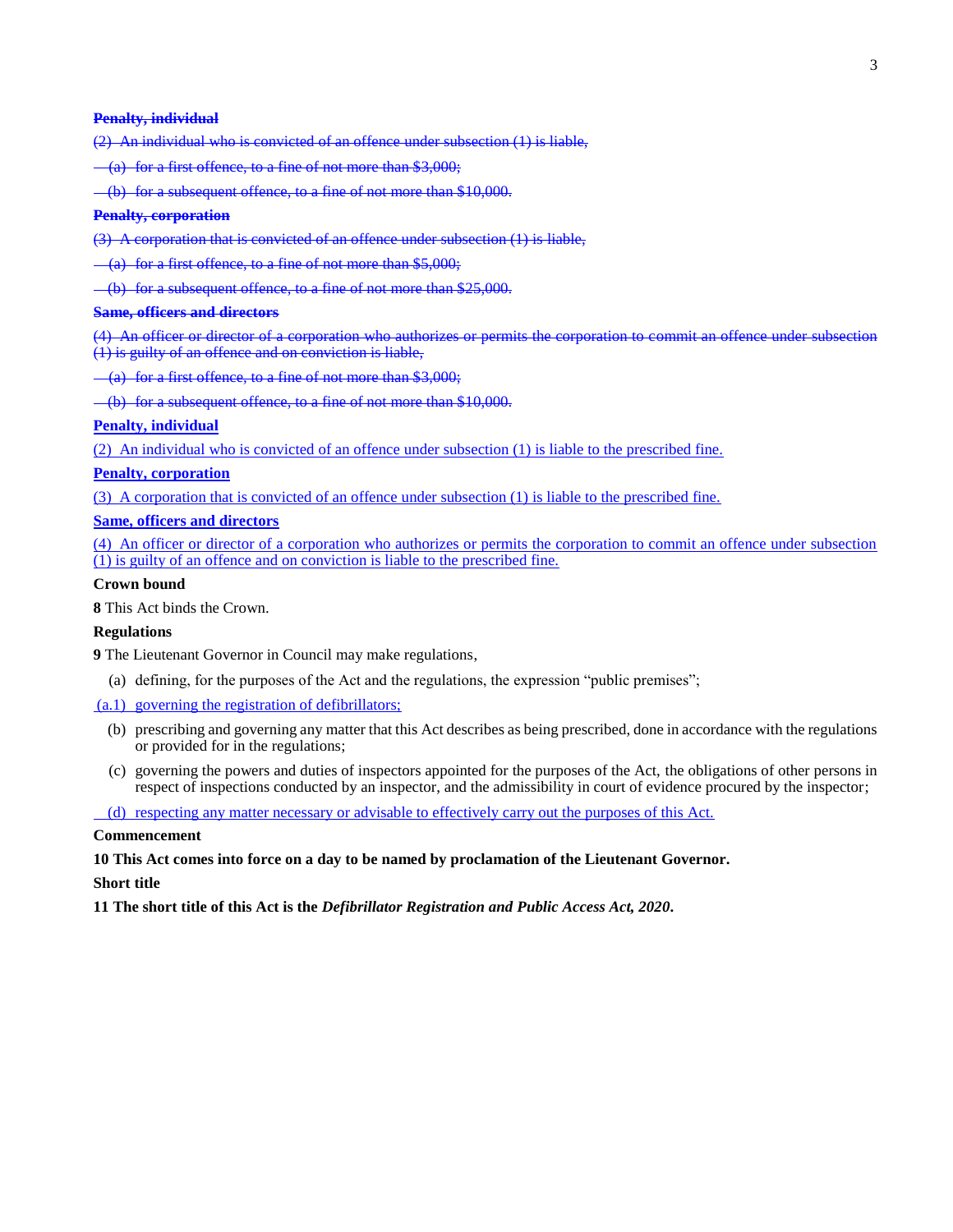~~**Penalty, individual**~~

~~(2) An individual who is convicted of an offence under subsection (1) is liable,~~

~~(a) for a first offence, to a fine of not more than $3,000;~~

~~(b) for a subsequent offence, to a fine of not more than $10,000.~~

~~**Penalty, corporation**~~

~~(3) A corporation that is convicted of an offence under subsection (1) is liable,~~

~~(a) for a first offence, to a fine of not more than $5,000;~~

~~(b) for a subsequent offence, to a fine of not more than $25,000.~~

~~**Same, officers and directors**~~

~~(4) An officer or director of a corporation who authorizes or permits the corporation to commit an offence under subsection (1) is guilty of an offence and on conviction is liable,~~

~~(a) for a first offence, to a fine of not more than $3,000;~~

~~(b) for a subsequent offence, to a fine of not more than $10,000.~~

**Penalty, individual**

(2) An individual who is convicted of an offence under subsection (1) is liable to the prescribed fine.

**Penalty, corporation**

(3) A corporation that is convicted of an offence under subsection (1) is liable to the prescribed fine.

**Same, officers and directors**

(4) An officer or director of a corporation who authorizes or permits the corporation to commit an offence under subsection (1) is guilty of an offence and on conviction is liable to the prescribed fine.

**Crown bound**

**8** This Act binds the Crown.

**Regulations**

**9** The Lieutenant Governor in Council may make regulations,

(a) defining, for the purposes of the Act and the regulations, the expression "public premises";

(a.1) governing the registration of defibrillators;

(b) prescribing and governing any matter that this Act describes as being prescribed, done in accordance with the regulations or provided for in the regulations;

(c) governing the powers and duties of inspectors appointed for the purposes of the Act, the obligations of other persons in respect of inspections conducted by an inspector, and the admissibility in court of evidence procured by the inspector;

(d) respecting any matter necessary or advisable to effectively carry out the purposes of this Act.

**Commencement**

**10 This Act comes into force on a day to be named by proclamation of the Lieutenant Governor.**

**Short title**

**11 The short title of this Act is the *Defibrillator Registration and Public Access Act, 2020*.**